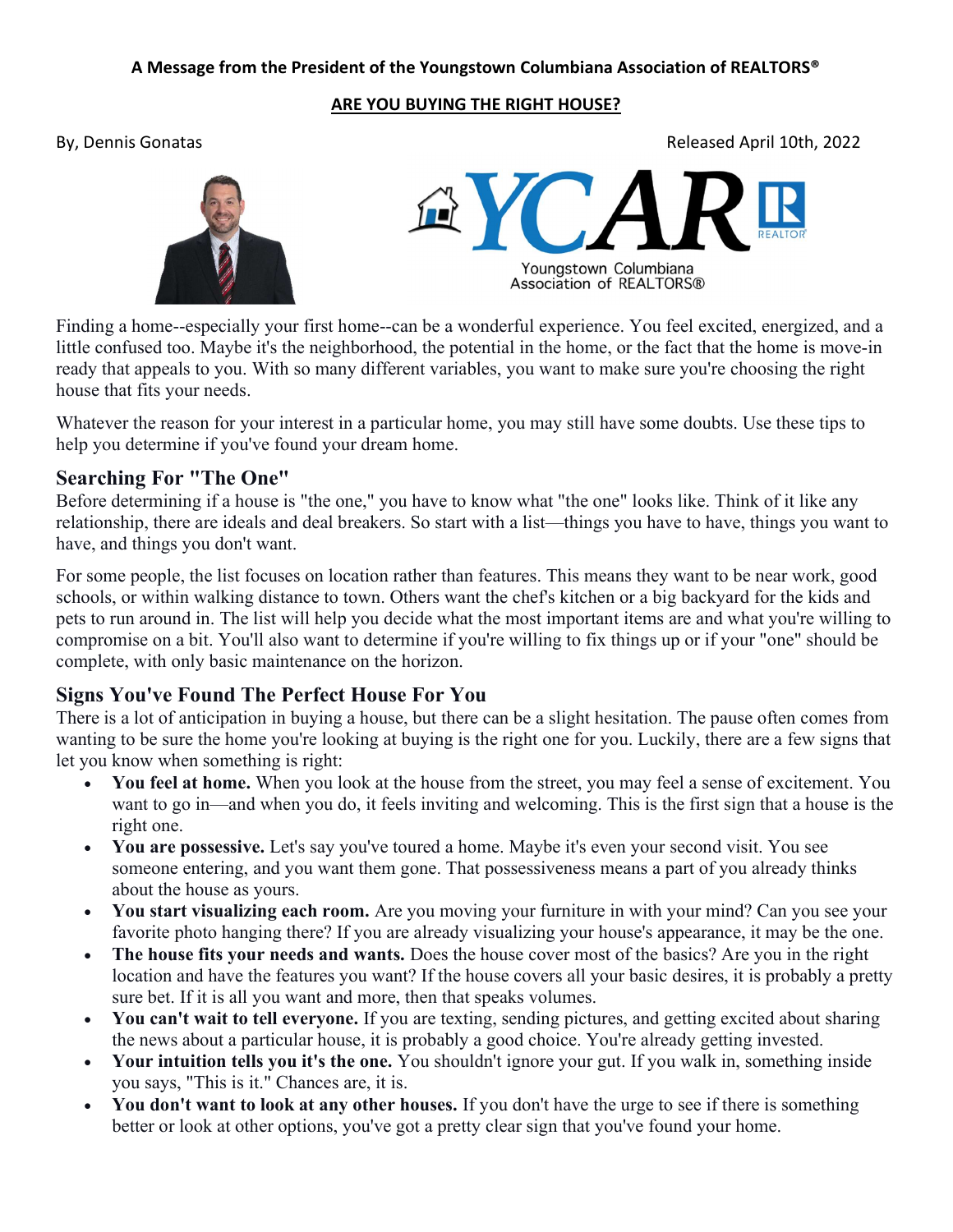**A Message from the President of the Youngstown Columbiana Association of REALTORS®**

# ARE YOU BUYING THE RIGHT HOUSE?

By, Dennis Gonatas

Released April 10th, 2022

Finding a home--especially your first home--can be a wonderful experience. You feel excited, energized, and a little confused too. Maybe it's the neighborhood, the potential in the home, or the fact that the home is move-in ready that appeals to you. With so many different variables, you want to make sure you're choosing the right house that fits your needs.

Whatever the reason for your interest in a particular home, you may still have some doubts. Use these tips to help you determine if you've found your dream home.

## Searching For "The One"

Before determining if a house is "the one," you have to know what "the one" looks like. Think of it like any relationship, there are ideals and deal breakers. So start with a list—things you have to have, things you want to have, and things you don't want.

For some people, the list focuses on location rather than features. This means they want to be near work, good schools, or within walking distance to town. Others want the chef's kitchen or a big backyard for the kids and pets to run around in. The list will help you decide what the most important items are and what you're willing to compromise on a bit. You'll also want to determine if you're willing to fix things up or if your "one" should be complete, with only basic maintenance on the horizon.

## Signs You've Found The Perfect House For You

There is a lot of anticipation in buying a house, but there can be a slight hesitation. The pause often comes from wanting to be sure the home you're looking at buying is the right one for you. Luckily, there are a few signs that let you know when something is right:

- **You feel at home.** When you look at the house from the street, you may feel a sense of excitement. You want to go in—and when you do, it feels inviting and welcoming. This is the first sign that a house is the right one.
- **You are possessive.** Let's say you've toured a home. Maybe it's even your second visit. You see someone entering, and you want them gone. That possessiveness means a part of you already thinks about the house as yours.
- **You start visualizing each room.** Are you moving your furniture in with your mind? Can you see your favorite photo hanging there? If you are already visualizing your house's appearance, it may be the one.
- **The house fits your needs and wants.** Does the house cover most of the basics? Are you in the right location and have the features you want? If the house covers all your basic desires, it is probably a pretty sure bet. If it is all you want and more, then that speaks volumes.
- **You can't wait to tell everyone.** If you are texting, sending pictures, and getting excited about sharing the news about a particular house, it is probably a good choice. You're already getting invested.
- **Your intuition tells you it's the one.** You shouldn't ignore your gut. If you walk in, something inside you says, "This is it." Chances are, it is.
- **You don't want to look at any other houses.** If you don't have the urge to see if there is something better or look at other options, you've got a pretty clear sign that you've found your home.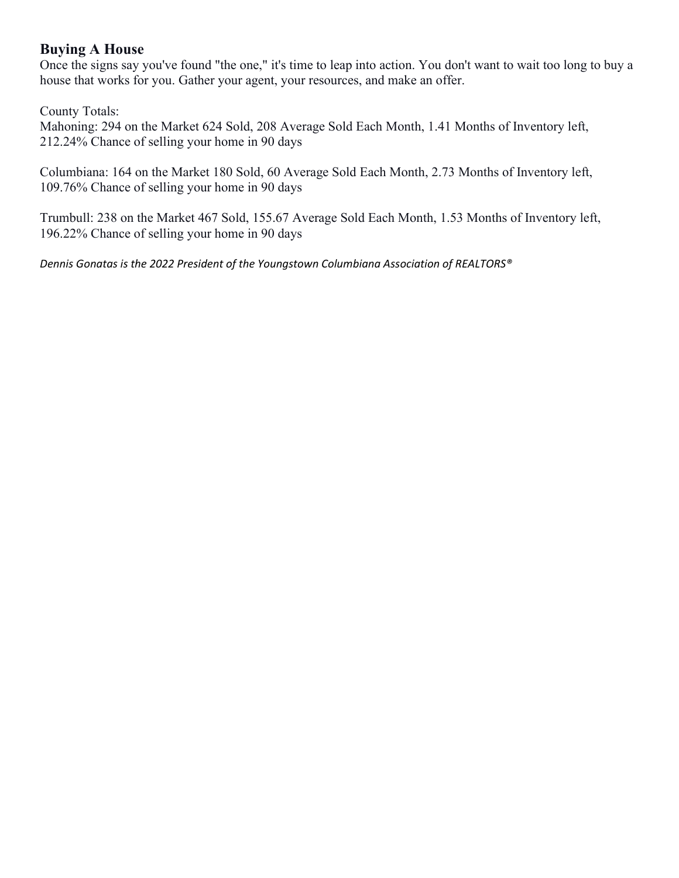## Buying A House

Once the signs say you've found "the one," it's time to leap into action. You don't want to wait too long to buy a house that works for you. Gather your agent, your resources, and make an offer.

County Totals:
Mahoning: 294 on the Market 624 Sold, 208 Average Sold Each Month, 1.41 Months of Inventory left, 212.24% Chance of selling your home in 90 days

Columbiana: 164 on the Market 180 Sold, 60 Average Sold Each Month, 2.73 Months of Inventory left, 109.76% Chance of selling your home in 90 days

Trumbull: 238 on the Market 467 Sold, 155.67 Average Sold Each Month, 1.53 Months of Inventory left, 196.22% Chance of selling your home in 90 days

*Dennis Gonatas is the 2022 President of the Youngstown Columbiana Association of REALTORS®*